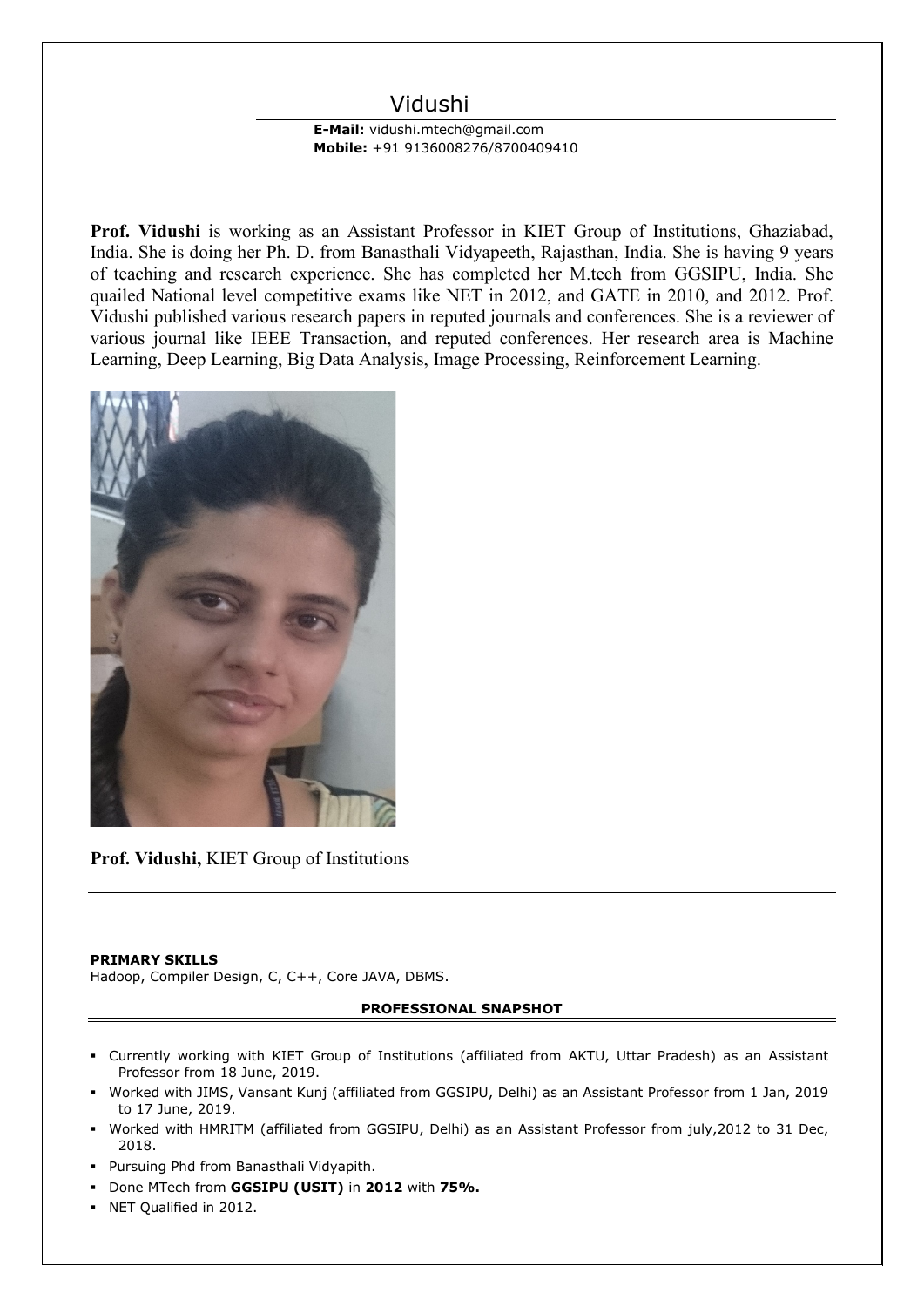# Vidushi

**E-Mail:** vidushi.mtech@gmail.com
**Mobile:** +91 9136008276/8700409410

**Prof. Vidushi** is working as an Assistant Professor in KIET Group of Institutions, Ghaziabad, India. She is doing her Ph. D. from Banasthali Vidyapeeth, Rajasthan, India. She is having 9 years of teaching and research experience. She has completed her M.tech from GGSIPU, India. She quailed National level competitive exams like NET in 2012, and GATE in 2010, and 2012. Prof. Vidushi published various research papers in reputed journals and conferences. She is a reviewer of various journal like IEEE Transaction, and reputed conferences. Her research area is Machine Learning, Deep Learning, Big Data Analysis, Image Processing, Reinforcement Learning.

**Prof. Vidushi,** KIET Group of Institutions

---

**PRIMARY SKILLS**

Hadoop, Compiler Design, C, C++, Core JAVA, DBMS.

## PROFESSIONAL SNAPSHOT

- Currently working with KIET Group of Institutions (affiliated from AKTU, Uttar Pradesh) as an Assistant Professor from 18 June, 2019.
- Worked with JIMS, Vansant Kunj (affiliated from GGSIPU, Delhi) as an Assistant Professor from 1 Jan, 2019 to 17 June, 2019.
- Worked with HMRITM (affiliated from GGSIPU, Delhi) as an Assistant Professor from july,2012 to 31 Dec, 2018.
- Pursuing Phd from Banasthali Vidyapith.
- Done MTech from **GGSIPU (USIT)** in **2012** with **75%.**
- NET Qualified in 2012.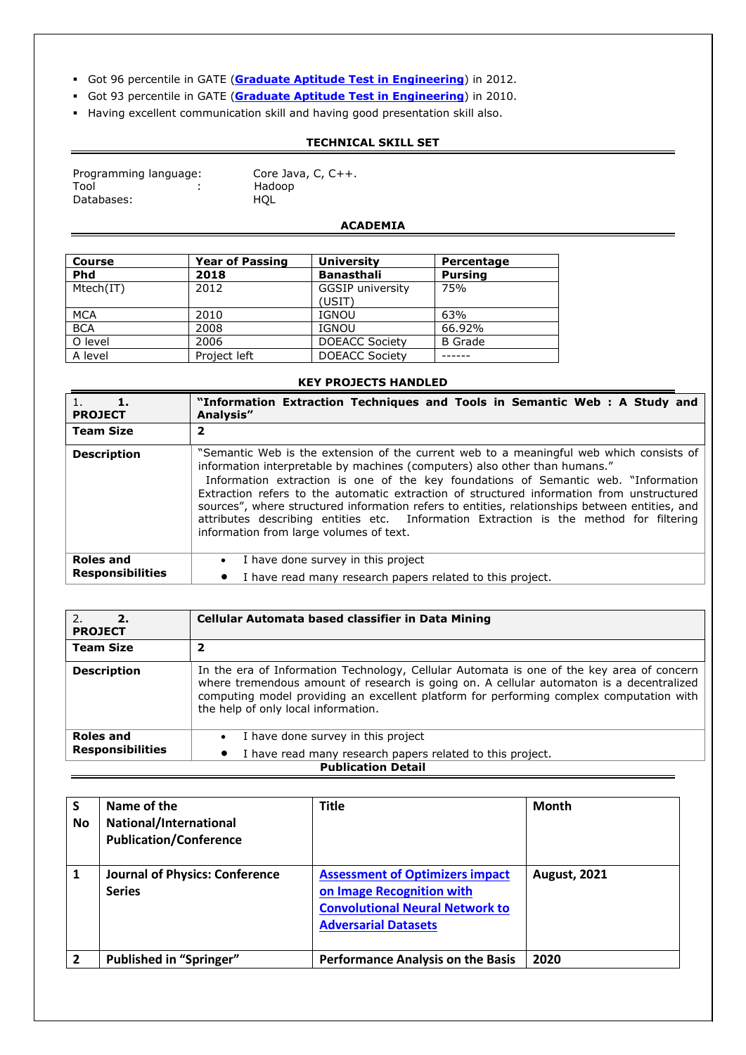- Got 96 percentile in GATE (**[Graduate Aptitude Test in Engineering]**) in 2012.
- Got 93 percentile in GATE (**[Graduate Aptitude Test in Engineering]**) in 2010.
- Having excellent communication skill and having good presentation skill also.

## TECHNICAL SKILL SET

Programming language: Core Java, C, C++.
Tool : Hadoop
Databases: HQL

## ACADEMIA

| Course | Year of Passing | University | Percentage |
|---|---|---|---|
| **Phd** | **2018** | **Banasthali** | **Pursing** |
| Mtech(IT) | 2012 | GGSIP university (USIT) | 75% |
| MCA | 2010 | IGNOU | 63% |
| BCA | 2008 | IGNOU | 66.92% |
| O level | 2006 | DOEACC Society | B Grade |
| A level | Project left | DOEACC Society | ------ |

## KEY PROJECTS HANDLED

| 1. **1. PROJECT** | **"Information Extraction Techniques and Tools in Semantic Web : A Study and Analysis"** |
|---|---|
| **Team Size** | **2** |
| **Description** | "Semantic Web is the extension of the current web to a meaningful web which consists of information interpretable by machines (computers) also other than humans." Information extraction is one of the key foundations of Semantic web. "Information Extraction refers to the automatic extraction of structured information from unstructured sources", where structured information refers to entities, relationships between entities, and attributes describing entities etc. Information Extraction is the method for filtering information from large volumes of text. |
| **Roles and Responsibilities** | • I have done survey in this project<br>• I have read many research papers related to this project. |

| 2. **2. PROJECT** | **Cellular Automata based classifier in Data Mining** |
|---|---|
| **Team Size** | **2** |
| **Description** | In the era of Information Technology, Cellular Automata is one of the key area of concern where tremendous amount of research is going on. A cellular automaton is a decentralized computing model providing an excellent platform for performing complex computation with the help of only local information. |
| **Roles and Responsibilities** | • I have done survey in this project<br>• I have read many research papers related to this project. |

## Publication Detail

| S No | Name of the National/International Publication/Conference | Title | Month |
|---|---|---|---|
| **1** | **Journal of Physics: Conference Series** | **[Assessment of Optimizers impact on Image Recognition with Convolutional Neural Network to Adversarial Datasets]** | **August, 2021** |
| **2** | **Published in "Springer"** | **Performance Analysis on the Basis** | **2020** |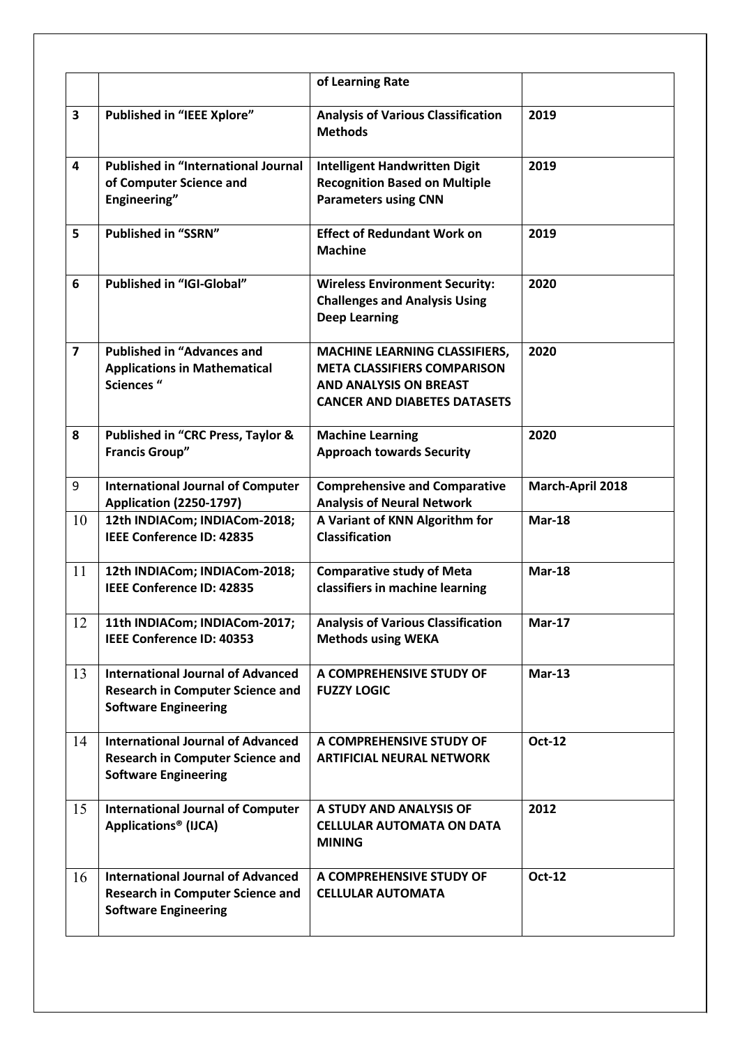| | | of Learning Rate | |
|---|---|---|---|
| **3** | **Published in "IEEE Xplore"** | **Analysis of Various Classification Methods** | **2019** |
| **4** | **Published in "International Journal of Computer Science and Engineering"** | **Intelligent Handwritten Digit Recognition Based on Multiple Parameters using CNN** | **2019** |
| **5** | **Published in "SSRN"** | **Effect of Redundant Work on Machine** | **2019** |
| **6** | **Published in "IGI-Global"** | **Wireless Environment Security: Challenges and Analysis Using Deep Learning** | **2020** |
| **7** | **Published in "Advances and Applications in Mathematical Sciences "** | **MACHINE LEARNING CLASSIFIERS, META CLASSIFIERS COMPARISON AND ANALYSIS ON BREAST CANCER AND DIABETES DATASETS** | **2020** |
| **8** | **Published in "CRC Press, Taylor & Francis Group"** | **Machine Learning Approach towards Security** | **2020** |
| 9 | **International Journal of Computer Application (2250-1797)** | **Comprehensive and Comparative Analysis of Neural Network** | **March-April 2018** |
| 10 | **12th INDIACom; INDIACom-2018; IEEE Conference ID: 42835** | **A Variant of KNN Algorithm for Classification** | **Mar-18** |
| 11 | **12th INDIACom; INDIACom-2018; IEEE Conference ID: 42835** | **Comparative study of Meta classifiers in machine learning** | **Mar-18** |
| 12 | **11th INDIACom; INDIACom-2017; IEEE Conference ID: 40353** | **Analysis of Various Classification Methods using WEKA** | **Mar-17** |
| 13 | **International Journal of Advanced Research in Computer Science and Software Engineering** | **A COMPREHENSIVE STUDY OF FUZZY LOGIC** | **Mar-13** |
| 14 | **International Journal of Advanced Research in Computer Science and Software Engineering** | **A COMPREHENSIVE STUDY OF ARTIFICIAL NEURAL NETWORK** | **Oct-12** |
| 15 | **International Journal of Computer Applications® (IJCA)** | **A STUDY AND ANALYSIS OF CELLULAR AUTOMATA ON DATA MINING** | **2012** |
| 16 | **International Journal of Advanced Research in Computer Science and Software Engineering** | **A COMPREHENSIVE STUDY OF CELLULAR AUTOMATA** | **Oct-12** |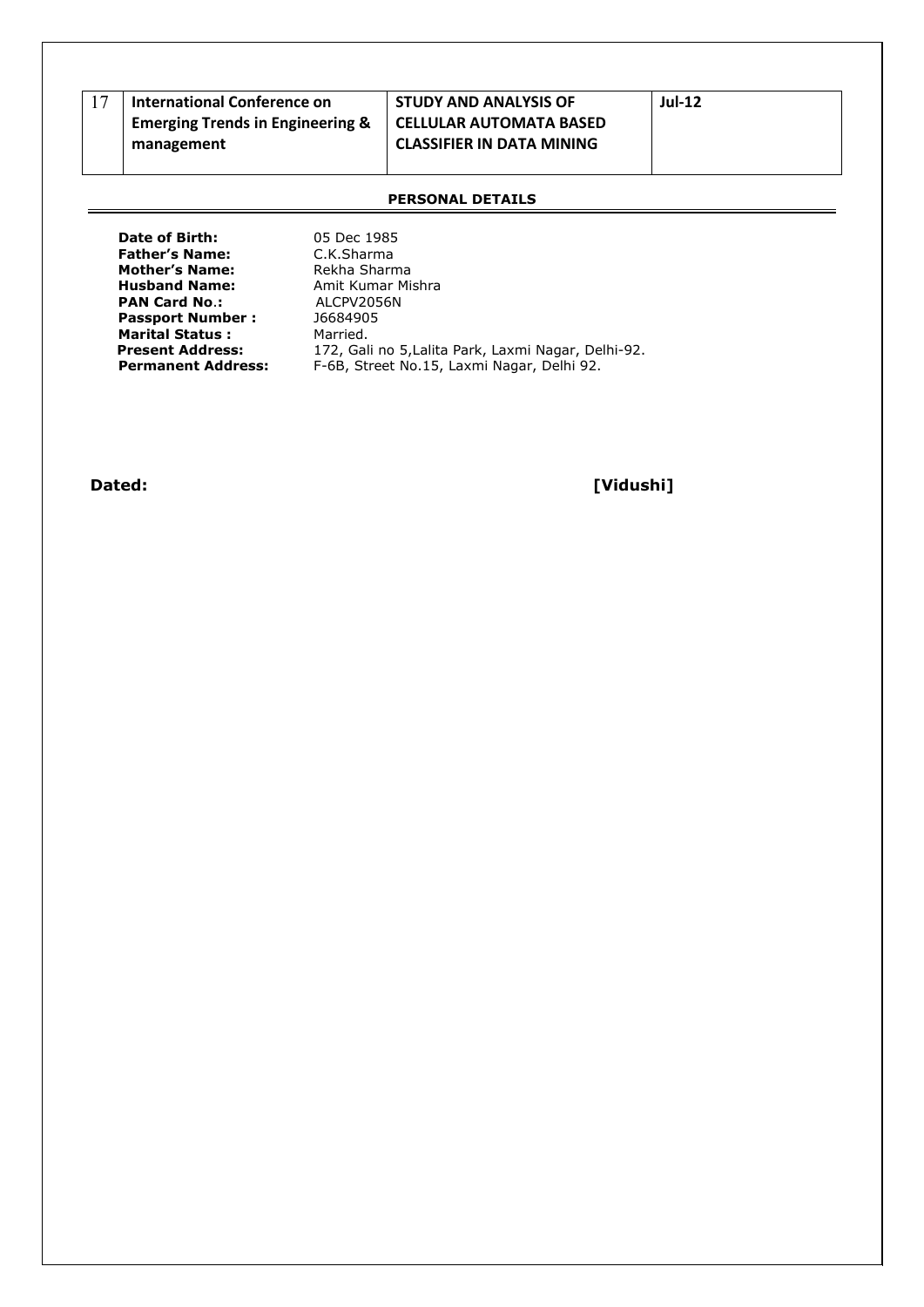| | | | |
|---|---|---|---|
| 17 | **International Conference on Emerging Trends in Engineering & management** | **STUDY AND ANALYSIS OF CELLULAR AUTOMATA BASED CLASSIFIER IN DATA MINING** | **Jul-12** |

## PERSONAL DETAILS

**Date of Birth:** 05 Dec 1985
**Father's Name:** C.K.Sharma
**Mother's Name:** Rekha Sharma
**Husband Name:** Amit Kumar Mishra
**PAN Card No.:** ALCPV2056N
**Passport Number :** J6684905
**Marital Status :** Married.
**Present Address:** 172, Gali no 5,Lalita Park, Laxmi Nagar, Delhi-92.
**Permanent Address:** F-6B, Street No.15, Laxmi Nagar, Delhi 92.

**Dated:** **[Vidushi]**